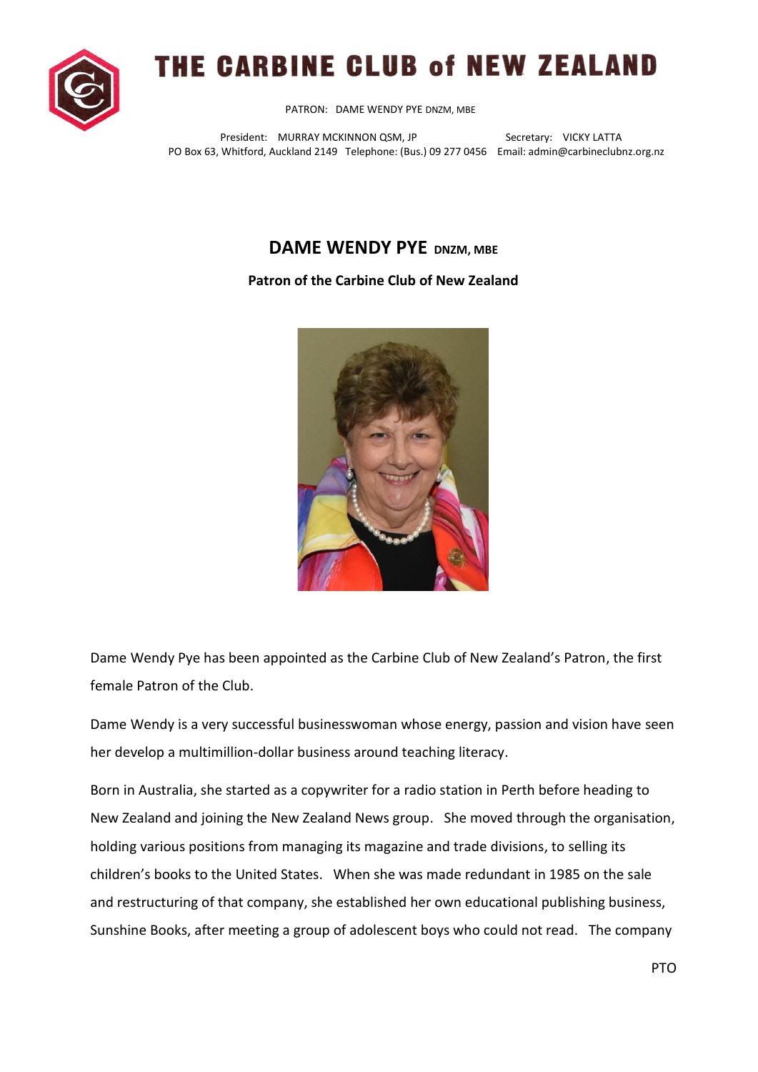# THE CARBINE CLUB of NEW ZEALAND

PATRON: DAME WENDY PYE DNZM, MBE

President: MURRAY MCKINNON QSM, JP Secretary: VICKY LATTA
PO Box 63, Whitford, Auckland 2149 Telephone: (Bus.) 09 277 0456 Email: admin@carbineclubnz.org.nz

## DAME WENDY PYE DNZM, MBE

**Patron of the Carbine Club of New Zealand**

Dame Wendy Pye has been appointed as the Carbine Club of New Zealand's Patron, the first female Patron of the Club.

Dame Wendy is a very successful businesswoman whose energy, passion and vision have seen her develop a multimillion-dollar business around teaching literacy.

Born in Australia, she started as a copywriter for a radio station in Perth before heading to New Zealand and joining the New Zealand News group. She moved through the organisation, holding various positions from managing its magazine and trade divisions, to selling its children's books to the United States. When she was made redundant in 1985 on the sale and restructuring of that company, she established her own educational publishing business, Sunshine Books, after meeting a group of adolescent boys who could not read. The company

PTO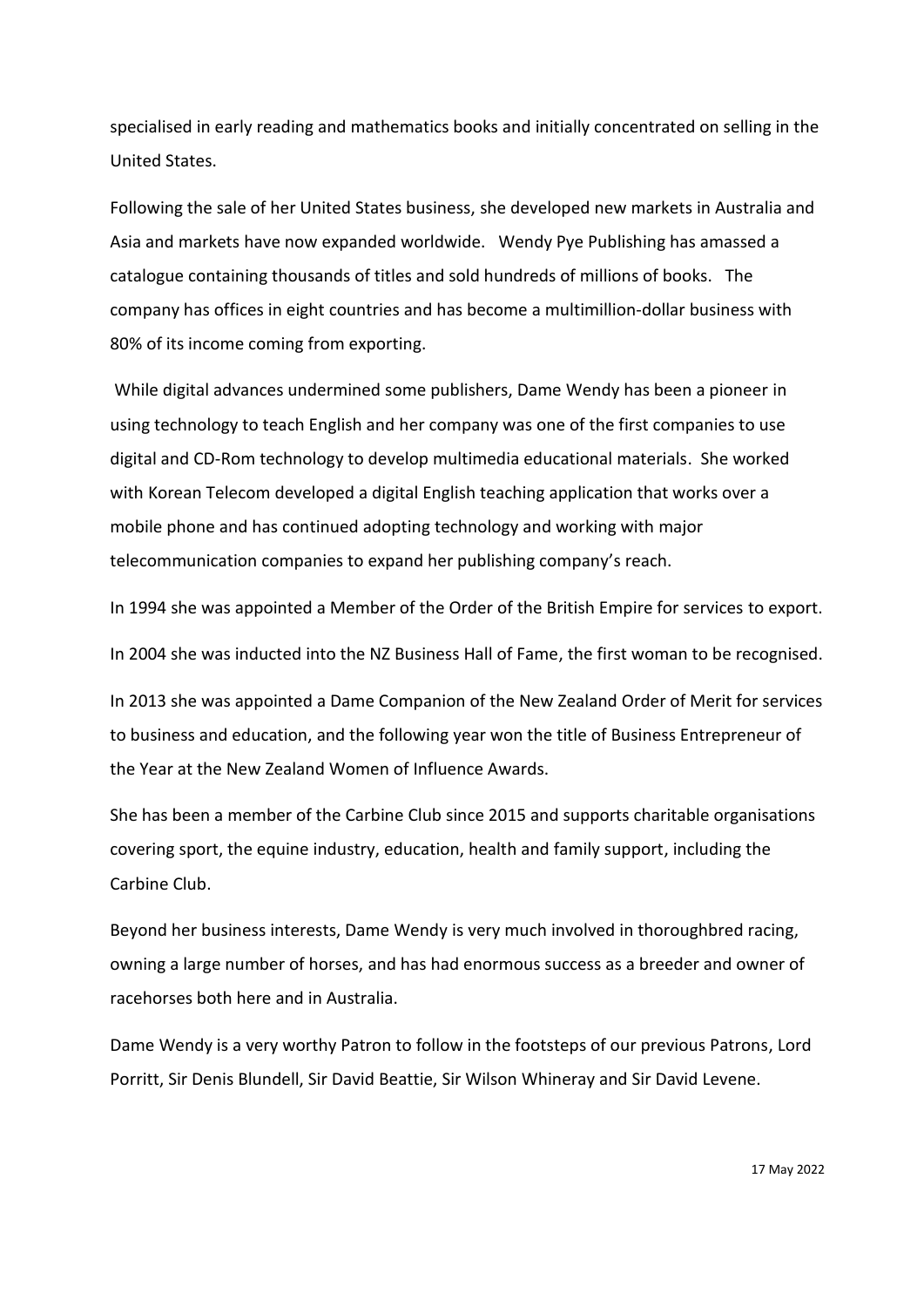specialised in early reading and mathematics books and initially concentrated on selling in the United States.

Following the sale of her United States business, she developed new markets in Australia and Asia and markets have now expanded worldwide. Wendy Pye Publishing has amassed a catalogue containing thousands of titles and sold hundreds of millions of books. The company has offices in eight countries and has become a multimillion-dollar business with 80% of its income coming from exporting.

While digital advances undermined some publishers, Dame Wendy has been a pioneer in using technology to teach English and her company was one of the first companies to use digital and CD-Rom technology to develop multimedia educational materials. She worked with Korean Telecom developed a digital English teaching application that works over a mobile phone and has continued adopting technology and working with major telecommunication companies to expand her publishing company's reach.

In 1994 she was appointed a Member of the Order of the British Empire for services to export.

In 2004 she was inducted into the NZ Business Hall of Fame, the first woman to be recognised.

In 2013 she was appointed a Dame Companion of the New Zealand Order of Merit for services to business and education, and the following year won the title of Business Entrepreneur of the Year at the New Zealand Women of Influence Awards.

She has been a member of the Carbine Club since 2015 and supports charitable organisations covering sport, the equine industry, education, health and family support, including the Carbine Club.

Beyond her business interests, Dame Wendy is very much involved in thoroughbred racing, owning a large number of horses, and has had enormous success as a breeder and owner of racehorses both here and in Australia.

Dame Wendy is a very worthy Patron to follow in the footsteps of our previous Patrons, Lord Porritt, Sir Denis Blundell, Sir David Beattie, Sir Wilson Whineray and Sir David Levene.

17 May 2022